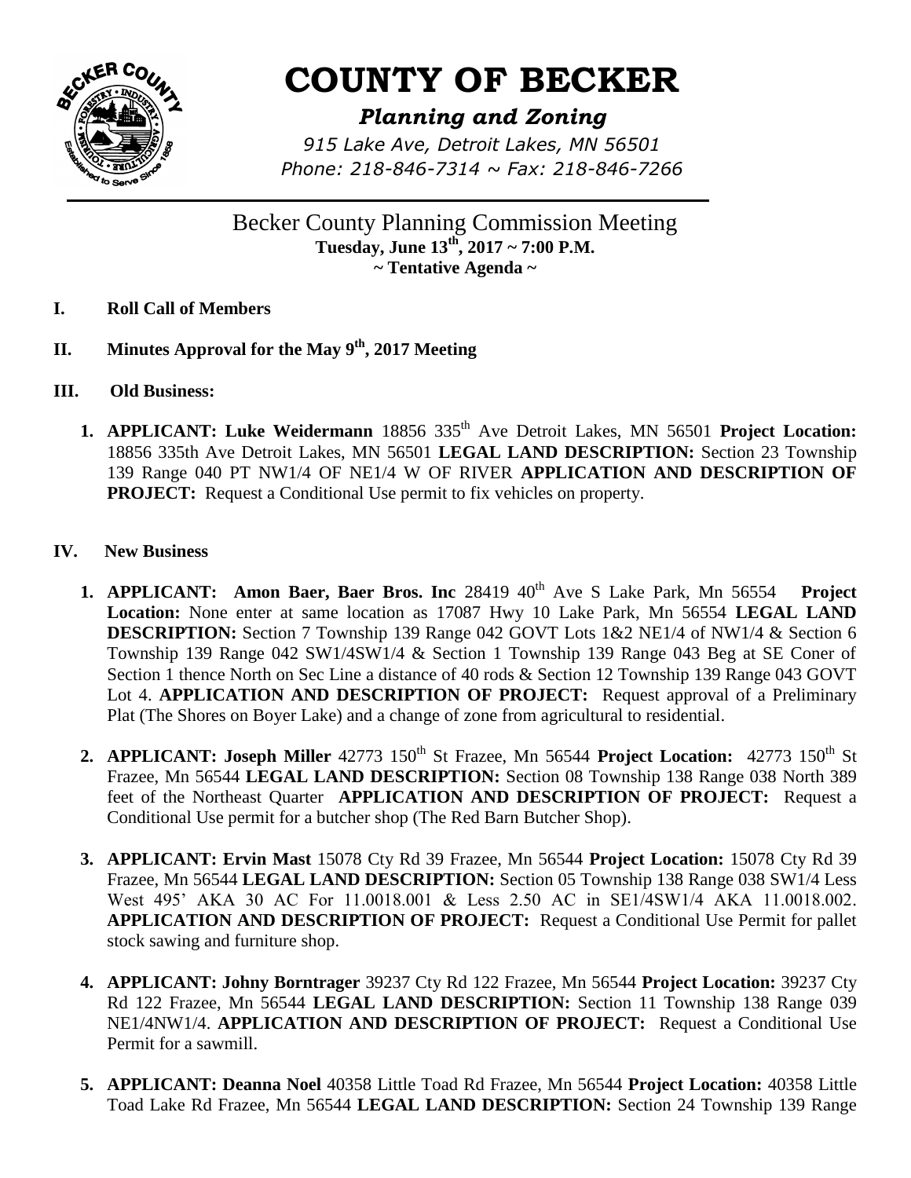# COUNTY OF BECKER

## *Planning and Zoning*

*915 Lake Ave, Detroit Lakes, MN 56501*
*Phone: 218-846-7314 ~ Fax: 218-846-7266*

Becker County Planning Commission Meeting
**Tuesday, June 13th, 2017 ~ 7:00 P.M.**
**~ Tentative Agenda ~**

**I. Roll Call of Members**

**II. Minutes Approval for the May 9th, 2017 Meeting**

**III. Old Business:**

1. **APPLICANT: Luke Weidermann** 18856 335th Ave Detroit Lakes, MN 56501 **Project Location:** 18856 335th Ave Detroit Lakes, MN 56501 **LEGAL LAND DESCRIPTION:** Section 23 Township 139 Range 040 PT NW1/4 OF NE1/4 W OF RIVER **APPLICATION AND DESCRIPTION OF PROJECT:** Request a Conditional Use permit to fix vehicles on property.

**IV. New Business**

1. **APPLICANT: Amon Baer, Baer Bros. Inc** 28419 40th Ave S Lake Park, Mn 56554 **Project Location:** None enter at same location as 17087 Hwy 10 Lake Park, Mn 56554 **LEGAL LAND DESCRIPTION:** Section 7 Township 139 Range 042 GOVT Lots 1&2 NE1/4 of NW1/4 & Section 6 Township 139 Range 042 SW1/4SW1/4 & Section 1 Township 139 Range 043 Beg at SE Coner of Section 1 thence North on Sec Line a distance of 40 rods & Section 12 Township 139 Range 043 GOVT Lot 4. **APPLICATION AND DESCRIPTION OF PROJECT:** Request approval of a Preliminary Plat (The Shores on Boyer Lake) and a change of zone from agricultural to residential.

2. **APPLICANT: Joseph Miller** 42773 150th St Frazee, Mn 56544 **Project Location:** 42773 150th St Frazee, Mn 56544 **LEGAL LAND DESCRIPTION:** Section 08 Township 138 Range 038 North 389 feet of the Northeast Quarter **APPLICATION AND DESCRIPTION OF PROJECT:** Request a Conditional Use permit for a butcher shop (The Red Barn Butcher Shop).

3. **APPLICANT: Ervin Mast** 15078 Cty Rd 39 Frazee, Mn 56544 **Project Location:** 15078 Cty Rd 39 Frazee, Mn 56544 **LEGAL LAND DESCRIPTION:** Section 05 Township 138 Range 038 SW1/4 Less West 495' AKA 30 AC For 11.0018.001 & Less 2.50 AC in SE1/4SW1/4 AKA 11.0018.002. **APPLICATION AND DESCRIPTION OF PROJECT:** Request a Conditional Use Permit for pallet stock sawing and furniture shop.

4. **APPLICANT: Johny Borntrager** 39237 Cty Rd 122 Frazee, Mn 56544 **Project Location:** 39237 Cty Rd 122 Frazee, Mn 56544 **LEGAL LAND DESCRIPTION:** Section 11 Township 138 Range 039 NE1/4NW1/4. **APPLICATION AND DESCRIPTION OF PROJECT:** Request a Conditional Use Permit for a sawmill.

5. **APPLICANT: Deanna Noel** 40358 Little Toad Rd Frazee, Mn 56544 **Project Location:** 40358 Little Toad Lake Rd Frazee, Mn 56544 **LEGAL LAND DESCRIPTION:** Section 24 Township 139 Range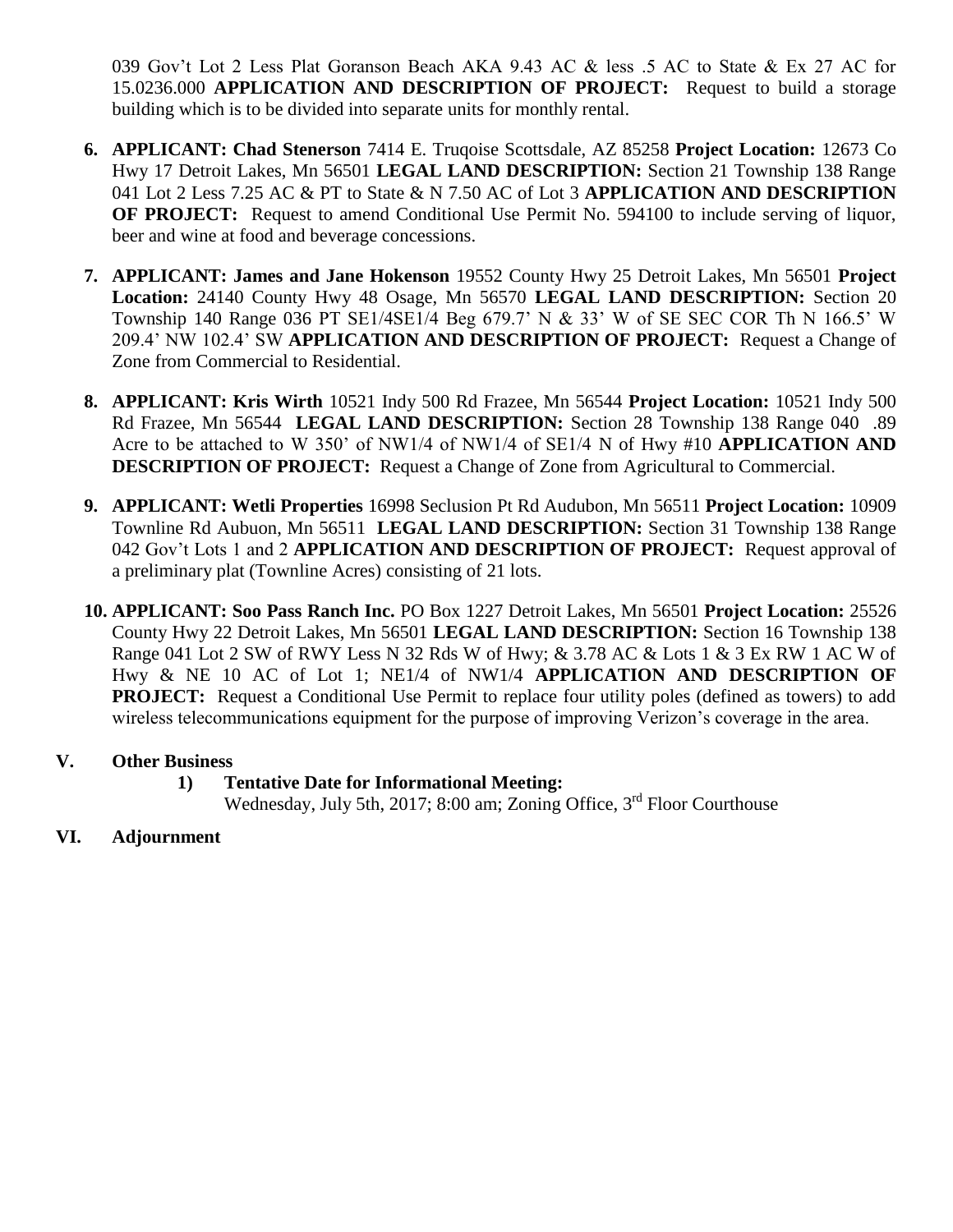039 Gov't Lot 2 Less Plat Goranson Beach AKA 9.43 AC & less .5 AC to State & Ex 27 AC for 15.0236.000 **APPLICATION AND DESCRIPTION OF PROJECT:** Request to build a storage building which is to be divided into separate units for monthly rental.

6. **APPLICANT: Chad Stenerson** 7414 E. Truqoise Scottsdale, AZ 85258 **Project Location:** 12673 Co Hwy 17 Detroit Lakes, Mn 56501 **LEGAL LAND DESCRIPTION:** Section 21 Township 138 Range 041 Lot 2 Less 7.25 AC & PT to State & N 7.50 AC of Lot 3 **APPLICATION AND DESCRIPTION OF PROJECT:** Request to amend Conditional Use Permit No. 594100 to include serving of liquor, beer and wine at food and beverage concessions.

7. **APPLICANT: James and Jane Hokenson** 19552 County Hwy 25 Detroit Lakes, Mn 56501 **Project Location:** 24140 County Hwy 48 Osage, Mn 56570 **LEGAL LAND DESCRIPTION:** Section 20 Township 140 Range 036 PT SE1/4SE1/4 Beg 679.7' N & 33' W of SE SEC COR Th N 166.5' W 209.4' NW 102.4' SW **APPLICATION AND DESCRIPTION OF PROJECT:** Request a Change of Zone from Commercial to Residential.

8. **APPLICANT: Kris Wirth** 10521 Indy 500 Rd Frazee, Mn 56544 **Project Location:** 10521 Indy 500 Rd Frazee, Mn 56544 **LEGAL LAND DESCRIPTION:** Section 28 Township 138 Range 040 .89 Acre to be attached to W 350' of NW1/4 of NW1/4 of SE1/4 N of Hwy #10 **APPLICATION AND DESCRIPTION OF PROJECT:** Request a Change of Zone from Agricultural to Commercial.

9. **APPLICANT: Wetli Properties** 16998 Seclusion Pt Rd Audubon, Mn 56511 **Project Location:** 10909 Townline Rd Aubuon, Mn 56511 **LEGAL LAND DESCRIPTION:** Section 31 Township 138 Range 042 Gov't Lots 1 and 2 **APPLICATION AND DESCRIPTION OF PROJECT:** Request approval of a preliminary plat (Townline Acres) consisting of 21 lots.

10. **APPLICANT: Soo Pass Ranch Inc.** PO Box 1227 Detroit Lakes, Mn 56501 **Project Location:** 25526 County Hwy 22 Detroit Lakes, Mn 56501 **LEGAL LAND DESCRIPTION:** Section 16 Township 138 Range 041 Lot 2 SW of RWY Less N 32 Rds W of Hwy; & 3.78 AC & Lots 1 & 3 Ex RW 1 AC W of Hwy & NE 10 AC of Lot 1; NE1/4 of NW1/4 **APPLICATION AND DESCRIPTION OF PROJECT:** Request a Conditional Use Permit to replace four utility poles (defined as towers) to add wireless telecommunications equipment for the purpose of improving Verizon's coverage in the area.

## V. Other Business

1) **Tentative Date for Informational Meeting:**
Wednesday, July 5th, 2017; 8:00 am; Zoning Office, 3rd Floor Courthouse

## VI. Adjournment